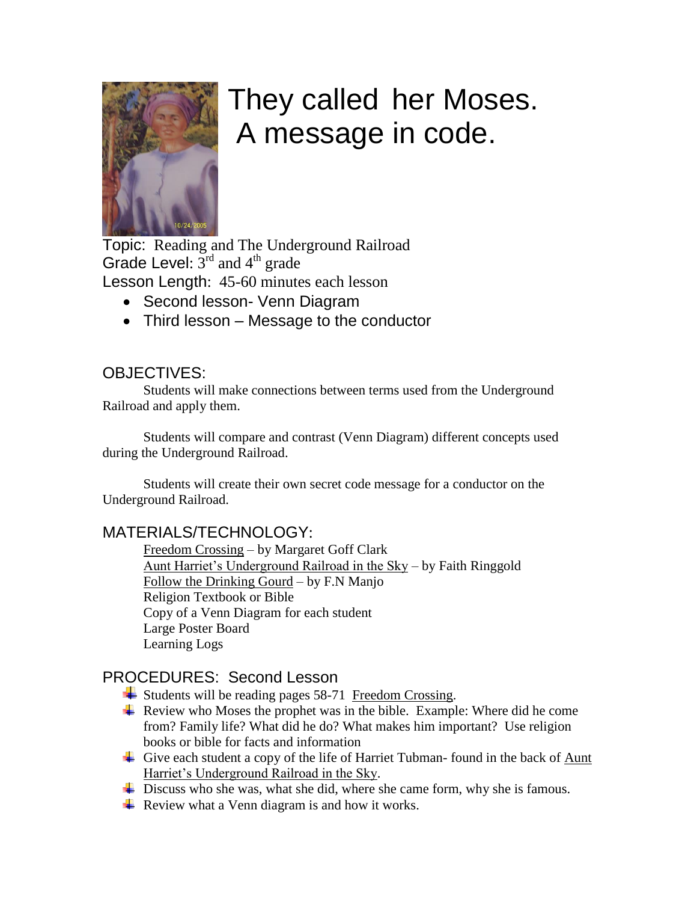# They called her Moses.
# A message in code.

Topic: Reading and The Underground Railroad
Grade Level: 3rd and 4th grade
Lesson Length: 45-60 minutes each lesson

- Second lesson- Venn Diagram
- Third lesson – Message to the conductor

## OBJECTIVES:

Students will make connections between terms used from the Underground Railroad and apply them.

Students will compare and contrast (Venn Diagram) different concepts used during the Underground Railroad.

Students will create their own secret code message for a conductor on the Underground Railroad.

## MATERIALS/TECHNOLOGY:

Freedom Crossing – by Margaret Goff Clark
Aunt Harriet's Underground Railroad in the Sky – by Faith Ringgold
Follow the Drinking Gourd – by F.N Manjo
Religion Textbook or Bible
Copy of a Venn Diagram for each student
Large Poster Board
Learning Logs

## PROCEDURES: Second Lesson

- Students will be reading pages 58-71 Freedom Crossing.
- Review who Moses the prophet was in the bible. Example: Where did he come from? Family life? What did he do? What makes him important? Use religion books or bible for facts and information
- Give each student a copy of the life of Harriet Tubman- found in the back of Aunt Harriet's Underground Railroad in the Sky.
- Discuss who she was, what she did, where she came form, why she is famous.
- Review what a Venn diagram is and how it works.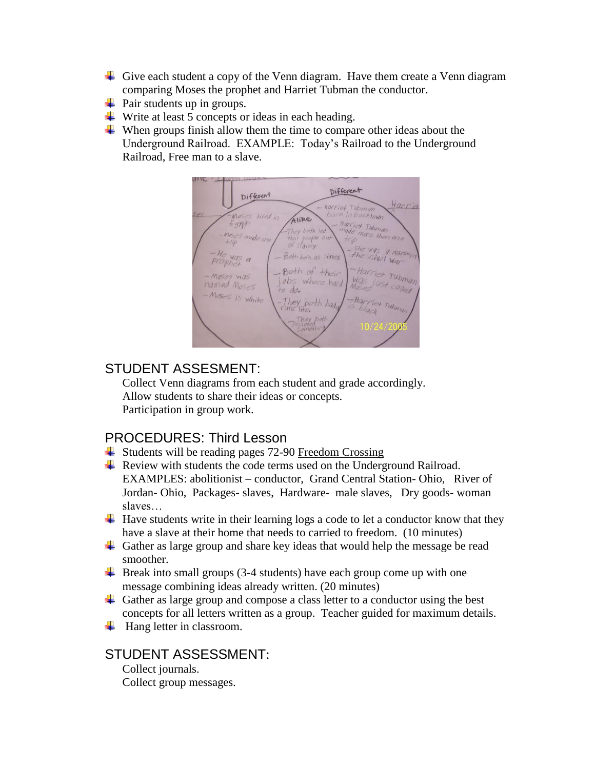- Give each student a copy of the Venn diagram. Have them create a Venn diagram comparing Moses the prophet and Harriet Tubman the conductor.
- Pair students up in groups.
- Write at least 5 concepts or ideas in each heading.
- When groups finish allow them the time to compare other ideas about the Underground Railroad. EXAMPLE: Today's Railroad to the Underground Railroad, Free man to a slave.

## STUDENT ASSESMENT:

Collect Venn diagrams from each student and grade accordingly.
Allow students to share their ideas or concepts.
Participation in group work.

## PROCEDURES: Third Lesson

- Students will be reading pages 72-90 Freedom Crossing
- Review with students the code terms used on the Underground Railroad. EXAMPLES: abolitionist – conductor, Grand Central Station- Ohio, River of Jordan- Ohio, Packages- slaves, Hardware- male slaves, Dry goods- woman slaves…
- Have students write in their learning logs a code to let a conductor know that they have a slave at their home that needs to carried to freedom. (10 minutes)
- Gather as large group and share key ideas that would help the message be read smoother.
- Break into small groups (3-4 students) have each group come up with one message combining ideas already written. (20 minutes)
- Gather as large group and compose a class letter to a conductor using the best concepts for all letters written as a group. Teacher guided for maximum details.
- Hang letter in classroom.

## STUDENT ASSESSMENT:

Collect journals.
Collect group messages.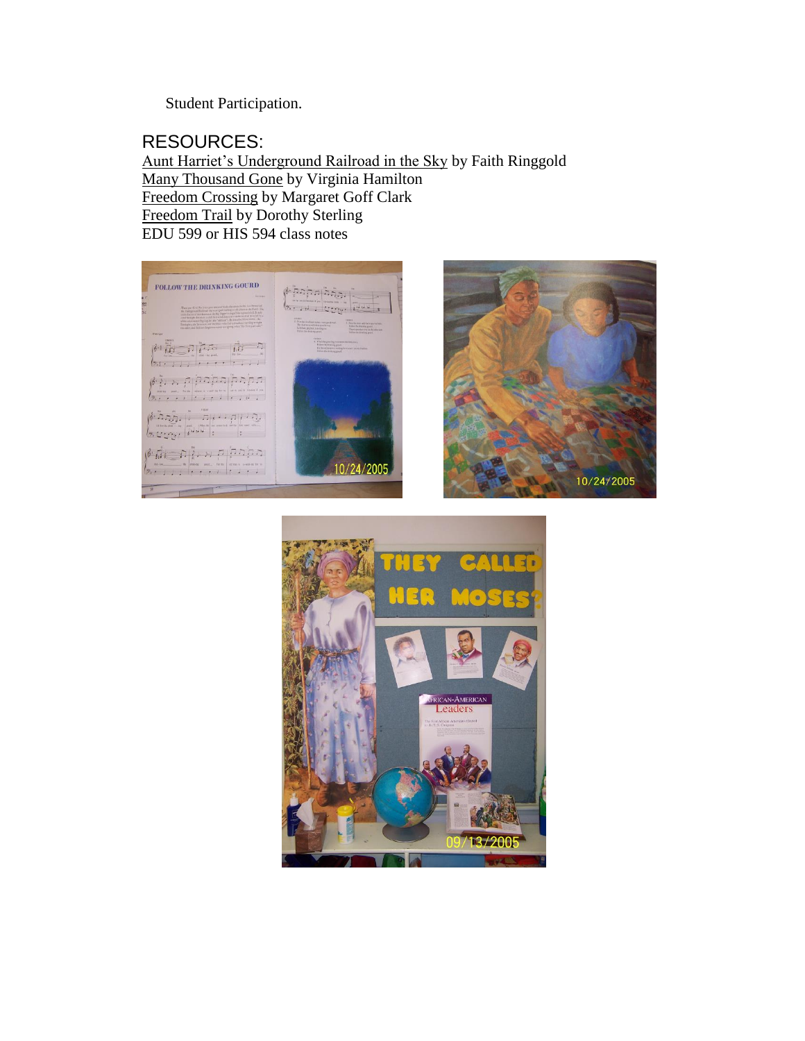Student Participation.

## RESOURCES:

Aunt Harriet's Underground Railroad in the Sky by Faith Ringgold
Many Thousand Gone by Virginia Hamilton
Freedom Crossing by Margaret Goff Clark
Freedom Trail by Dorothy Sterling
EDU 599 or HIS 594 class notes